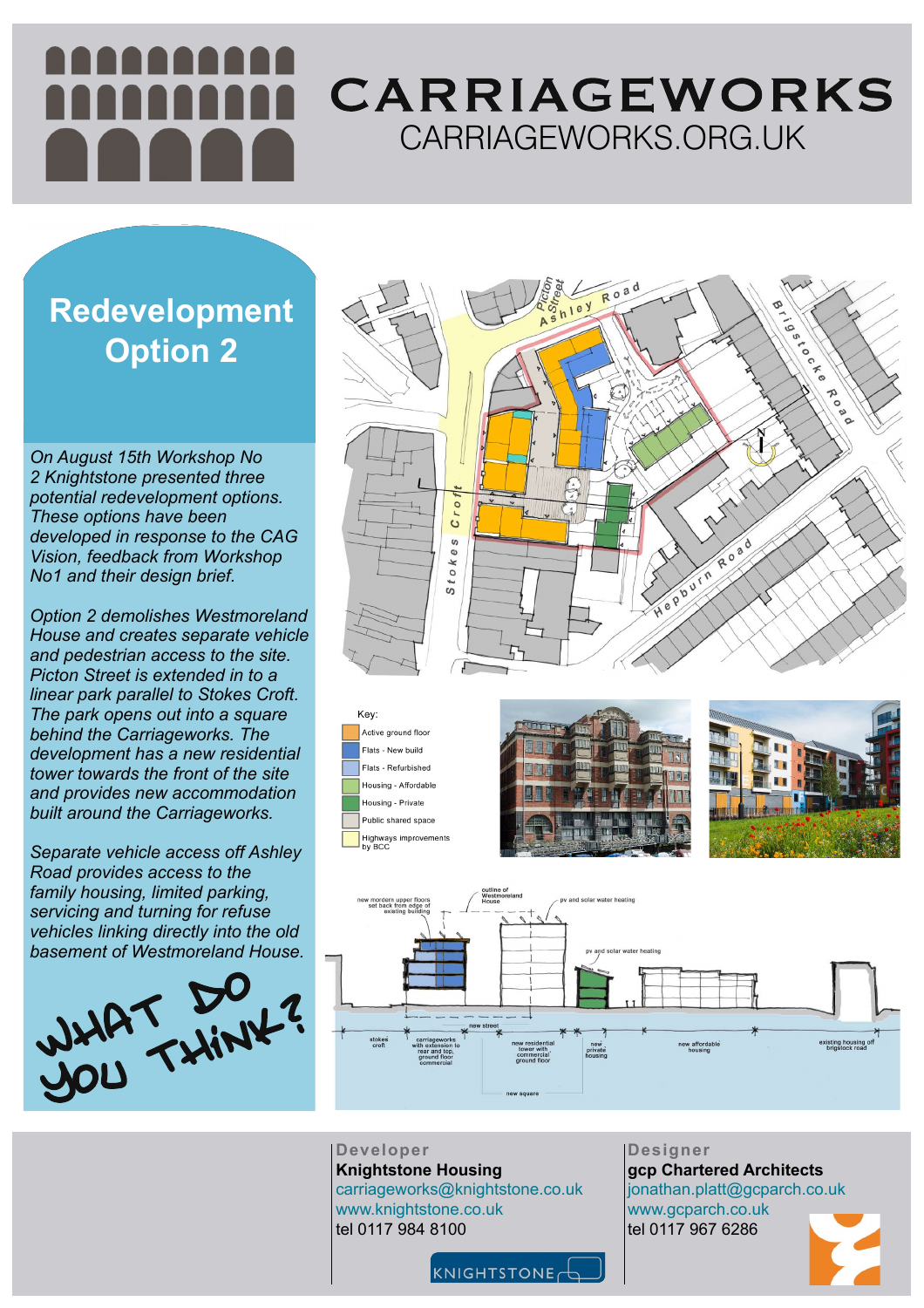# CARRIAGEWORKS

CARRIAGEWORKS.ORG.UK

## Redevelopment Option 2

*On August 15th Workshop No 2 Knightstone presented three potential redevelopment options. These options have been developed in response to the CAG Vision, feedback from Workshop No1 and their design brief.*

*Option 2 demolishes Westmoreland House and creates separate vehicle and pedestrian access to the site. Picton Street is extended in to a linear park parallel to Stokes Croft. The park opens out into a square behind the Carriageworks. The development has a new residential tower towards the front of the site and provides new accommodation built around the Carriageworks.*

*Separate vehicle access off Ashley Road provides access to the family housing, limited parking, servicing and turning for refuse vehicles linking directly into the old basement of Westmoreland House.*

WHAT DO YOU THINK?

Key:
- Active ground floor
- Flats - New build
- Flats - Refurbished
- Housing - Affordable
- Housing - Private
- Public shared space
- Highways improvements by BCC

**Developer**
**Knightstone Housing**
carriageworks@knightstone.co.uk
www.knightstone.co.uk
tel 0117 984 8100

**Designer**
**gcp Chartered Architects**
jonathan.platt@gcparch.co.uk
www.gcparch.co.uk
tel 0117 967 6286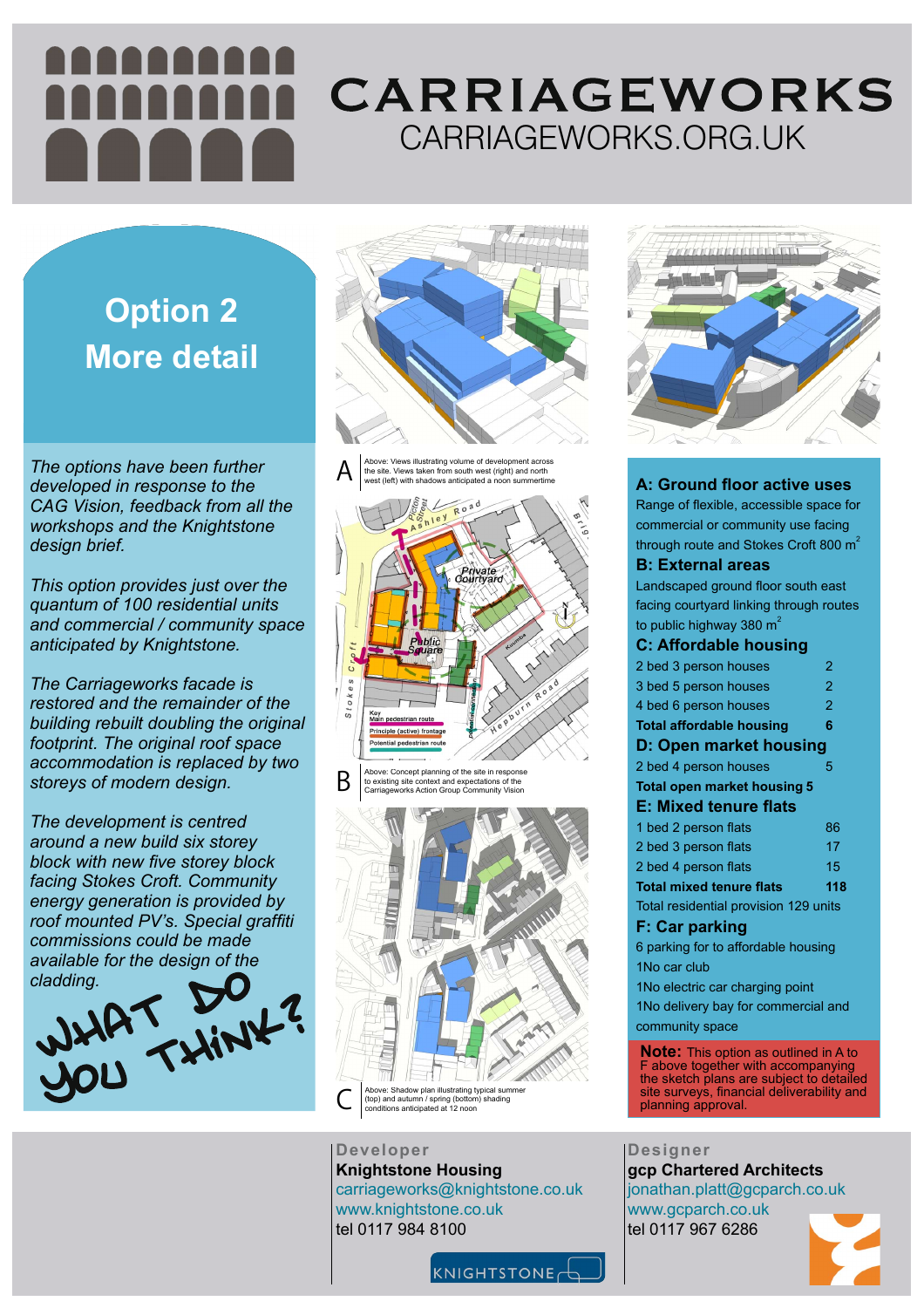# CARRIAGEWORKS

CARRIAGEWORKS.ORG.UK

## Option 2 More detail

*The options have been further developed in response to the CAG Vision, feedback from all the workshops and the Knightstone design brief.*

*This option provides just over the quantum of 100 residential units and commercial / community space anticipated by Knightstone.*

*The Carriageworks facade is restored and the remainder of the building rebuilt doubling the original footprint. The original roof space accommodation is replaced by two storeys of modern design.*

*The development is centred around a new build six storey block with new five storey block facing Stokes Croft. Community energy generation is provided by roof mounted PV's. Special graffiti commissions could be made available for the design of the cladding.*

WHAT DO YOU THINK?

A — Above: Views illustrating volume of development across the site. Views taken from south west (right) and north west (left) with shadows anticipated a noon summertime

Picton Street
Ashley Road
Private Courtyard
Public Square
Stokes Croft
Hepburn Road
Key
Main pedestrian route
Principle (active) frontage
Potential pedestrian route

B — Above: Concept planning of the site in response to existing site context and expectations of the Carriageworks Action Group Community Vision

C — Above: Shadow plan illustrating typical summer (top) and autumn / spring (bottom) shading conditions anticipated at 12 noon

### A: Ground floor active uses

Range of flexible, accessible space for commercial or community use facing through route and Stokes Croft 800 $m^2$

### B: External areas

Landscaped ground floor south east facing courtyard linking through routes to public highway 380 $m^2$

### C: Affordable housing

| | |
|---|---|
| 2 bed 3 person houses | 2 |
| 3 bed 5 person houses | 2 |
| 4 bed 6 person houses | 2 |
| **Total affordable housing** | **6** |

### D: Open market housing

| | |
|---|---|
| 2 bed 4 person houses | 5 |
| **Total open market housing** | **5** |

### E: Mixed tenure flats

| | |
|---|---|
| 1 bed 2 person flats | 86 |
| 2 bed 3 person flats | 17 |
| 2 bed 4 person flats | 15 |
| **Total mixed tenure flats** | **118** |

Total residential provision 129 units

### F: Car parking

6 parking for to affordable housing

1No car club

1No electric car charging point

1No delivery bay for commercial and community space

**Note:** This option as outlined in A to F above together with accompanying the sketch plans are subject to detailed site surveys, financial deliverability and planning approval.

**Developer**
**Knightstone Housing**
carriageworks@knightstone.co.uk
www.knightstone.co.uk
tel 0117 984 8100

KNIGHTSTONE

**Designer**
**gcp Chartered Architects**
jonathan.platt@gcparch.co.uk
www.gcparch.co.uk
tel 0117 967 6286